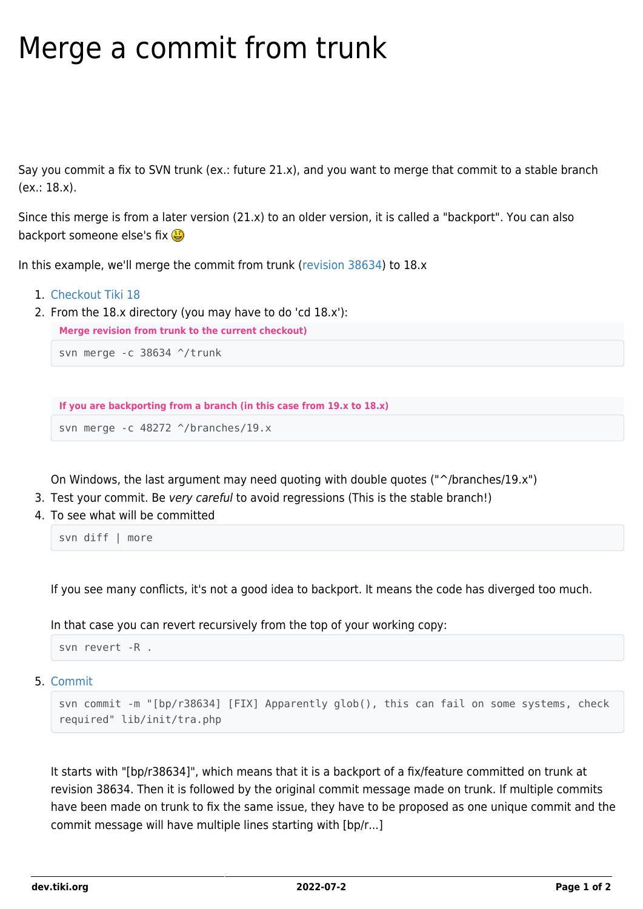# Merge a commit from trunk

Say you commit a fix to SVN trunk (ex.: future 21.x), and you want to merge that commit to a stable branch (ex.: 18.x).

Since this merge is from a later version (21.x) to an older version, it is called a "backport". You can also backport someone else's fix 😉

In this example, we'll merge the commit from trunk (revision 38634) to 18.x

1. Checkout Tiki 18
2. From the 18.x directory (you may have to do 'cd 18.x'):

   **Merge revision from trunk to the current checkout)**

   ```
   svn merge -c 38634 ^/trunk
   ```

   **If you are backporting from a branch (in this case from 19.x to 18.x)**

   ```
   svn merge -c 48272 ^/branches/19.x
   ```

   On Windows, the last argument may need quoting with double quotes ("^/branches/19.x")
3. Test your commit. Be *very careful* to avoid regressions (This is the stable branch!)
4. To see what will be committed

   ```
   svn diff | more
   ```

   If you see many conflicts, it's not a good idea to backport. It means the code has diverged too much.

   In that case you can revert recursively from the top of your working copy:

   ```
   svn revert -R .
   ```

5. Commit

   ```
   svn commit -m "[bp/r38634] [FIX] Apparently glob(), this can fail on some systems, check required" lib/init/tra.php
   ```

   It starts with "[bp/r38634]", which means that it is a backport of a fix/feature committed on trunk at revision 38634. Then it is followed by the original commit message made on trunk. If multiple commits have been made on trunk to fix the same issue, they have to be proposed as one unique commit and the commit message will have multiple lines starting with [bp/r...]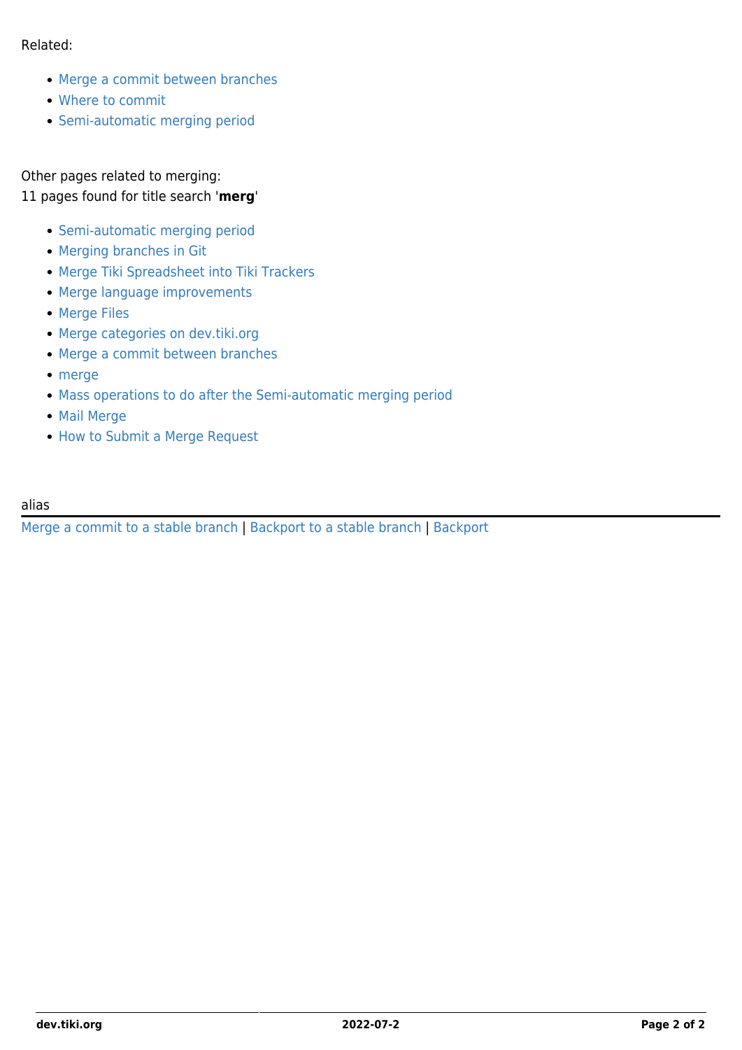Related:

- Merge a commit between branches
- Where to commit
- Semi-automatic merging period

Other pages related to merging:
11 pages found for title search '**merg**'

- Semi-automatic merging period
- Merging branches in Git
- Merge Tiki Spreadsheet into Tiki Trackers
- Merge language improvements
- Merge Files
- Merge categories on dev.tiki.org
- Merge a commit between branches
- merge
- Mass operations to do after the Semi-automatic merging period
- Mail Merge
- How to Submit a Merge Request

alias

---

Merge a commit to a stable branch | Backport to a stable branch | Backport